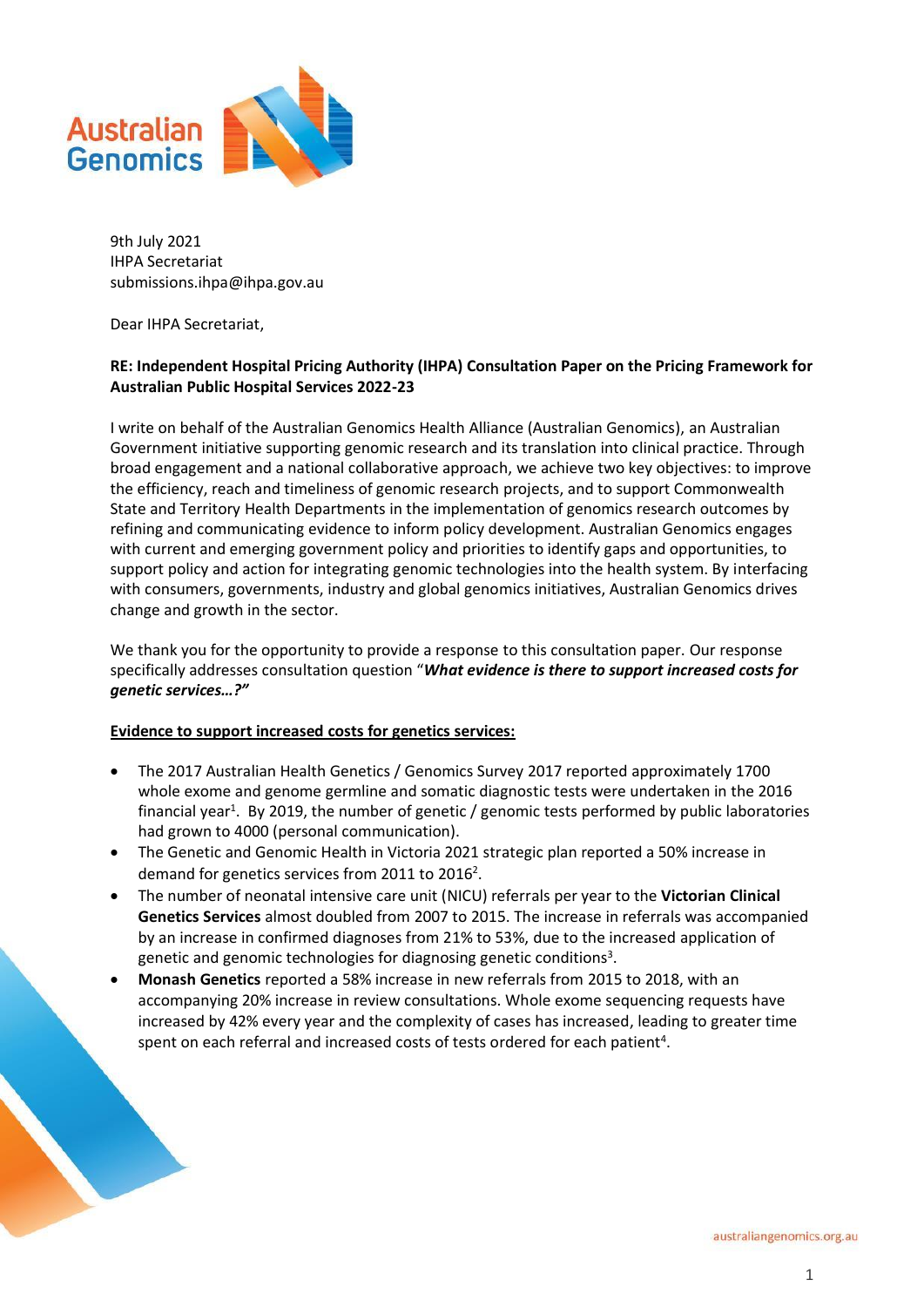9th July 2021
IHPA Secretariat
submissions.ihpa@ihpa.gov.au

Dear IHPA Secretariat,

**RE: Independent Hospital Pricing Authority (IHPA) Consultation Paper on the Pricing Framework for Australian Public Hospital Services 2022-23**

I write on behalf of the Australian Genomics Health Alliance (Australian Genomics), an Australian Government initiative supporting genomic research and its translation into clinical practice. Through broad engagement and a national collaborative approach, we achieve two key objectives: to improve the efficiency, reach and timeliness of genomic research projects, and to support Commonwealth State and Territory Health Departments in the implementation of genomics research outcomes by refining and communicating evidence to inform policy development. Australian Genomics engages with current and emerging government policy and priorities to identify gaps and opportunities, to support policy and action for integrating genomic technologies into the health system. By interfacing with consumers, governments, industry and global genomics initiatives, Australian Genomics drives change and growth in the sector.

We thank you for the opportunity to provide a response to this consultation paper. Our response specifically addresses consultation question "***What evidence is there to support increased costs for genetic services…?"***

**Evidence to support increased costs for genetics services:**

- The 2017 Australian Health Genetics / Genomics Survey 2017 reported approximately 1700 whole exome and genome germline and somatic diagnostic tests were undertaken in the 2016 financial year[1]. By 2019, the number of genetic / genomic tests performed by public laboratories had grown to 4000 (personal communication).
- The Genetic and Genomic Health in Victoria 2021 strategic plan reported a 50% increase in demand for genetics services from 2011 to 2016[2].
- The number of neonatal intensive care unit (NICU) referrals per year to the **Victorian Clinical Genetics Services** almost doubled from 2007 to 2015. The increase in referrals was accompanied by an increase in confirmed diagnoses from 21% to 53%, due to the increased application of genetic and genomic technologies for diagnosing genetic conditions[3].
- **Monash Genetics** reported a 58% increase in new referrals from 2015 to 2018, with an accompanying 20% increase in review consultations. Whole exome sequencing requests have increased by 42% every year and the complexity of cases has increased, leading to greater time spent on each referral and increased costs of tests ordered for each patient[4].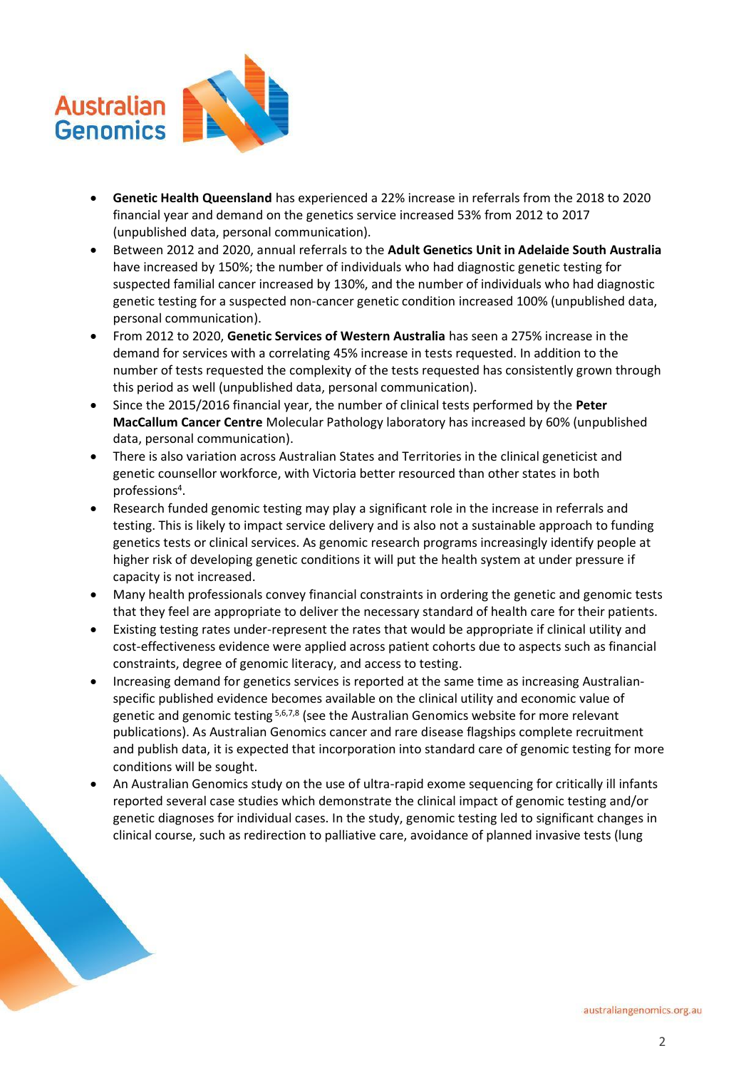- **Genetic Health Queensland** has experienced a 22% increase in referrals from the 2018 to 2020 financial year and demand on the genetics service increased 53% from 2012 to 2017 (unpublished data, personal communication).
- Between 2012 and 2020, annual referrals to the **Adult Genetics Unit in Adelaide South Australia** have increased by 150%; the number of individuals who had diagnostic genetic testing for suspected familial cancer increased by 130%, and the number of individuals who had diagnostic genetic testing for a suspected non-cancer genetic condition increased 100% (unpublished data, personal communication).
- From 2012 to 2020, **Genetic Services of Western Australia** has seen a 275% increase in the demand for services with a correlating 45% increase in tests requested. In addition to the number of tests requested the complexity of the tests requested has consistently grown through this period as well (unpublished data, personal communication).
- Since the 2015/2016 financial year, the number of clinical tests performed by the **Peter MacCallum Cancer Centre** Molecular Pathology laboratory has increased by 60% (unpublished data, personal communication).
- There is also variation across Australian States and Territories in the clinical geneticist and genetic counsellor workforce, with Victoria better resourced than other states in both professions[4].
- Research funded genomic testing may play a significant role in the increase in referrals and testing. This is likely to impact service delivery and is also not a sustainable approach to funding genetics tests or clinical services. As genomic research programs increasingly identify people at higher risk of developing genetic conditions it will put the health system at under pressure if capacity is not increased.
- Many health professionals convey financial constraints in ordering the genetic and genomic tests that they feel are appropriate to deliver the necessary standard of health care for their patients.
- Existing testing rates under-represent the rates that would be appropriate if clinical utility and cost-effectiveness evidence were applied across patient cohorts due to aspects such as financial constraints, degree of genomic literacy, and access to testing.
- Increasing demand for genetics services is reported at the same time as increasing Australian-specific published evidence becomes available on the clinical utility and economic value of genetic and genomic testing [5,6,7,8] (see the Australian Genomics website for more relevant publications). As Australian Genomics cancer and rare disease flagships complete recruitment and publish data, it is expected that incorporation into standard care of genomic testing for more conditions will be sought.
- An Australian Genomics study on the use of ultra-rapid exome sequencing for critically ill infants reported several case studies which demonstrate the clinical impact of genomic testing and/or genetic diagnoses for individual cases. In the study, genomic testing led to significant changes in clinical course, such as redirection to palliative care, avoidance of planned invasive tests (lung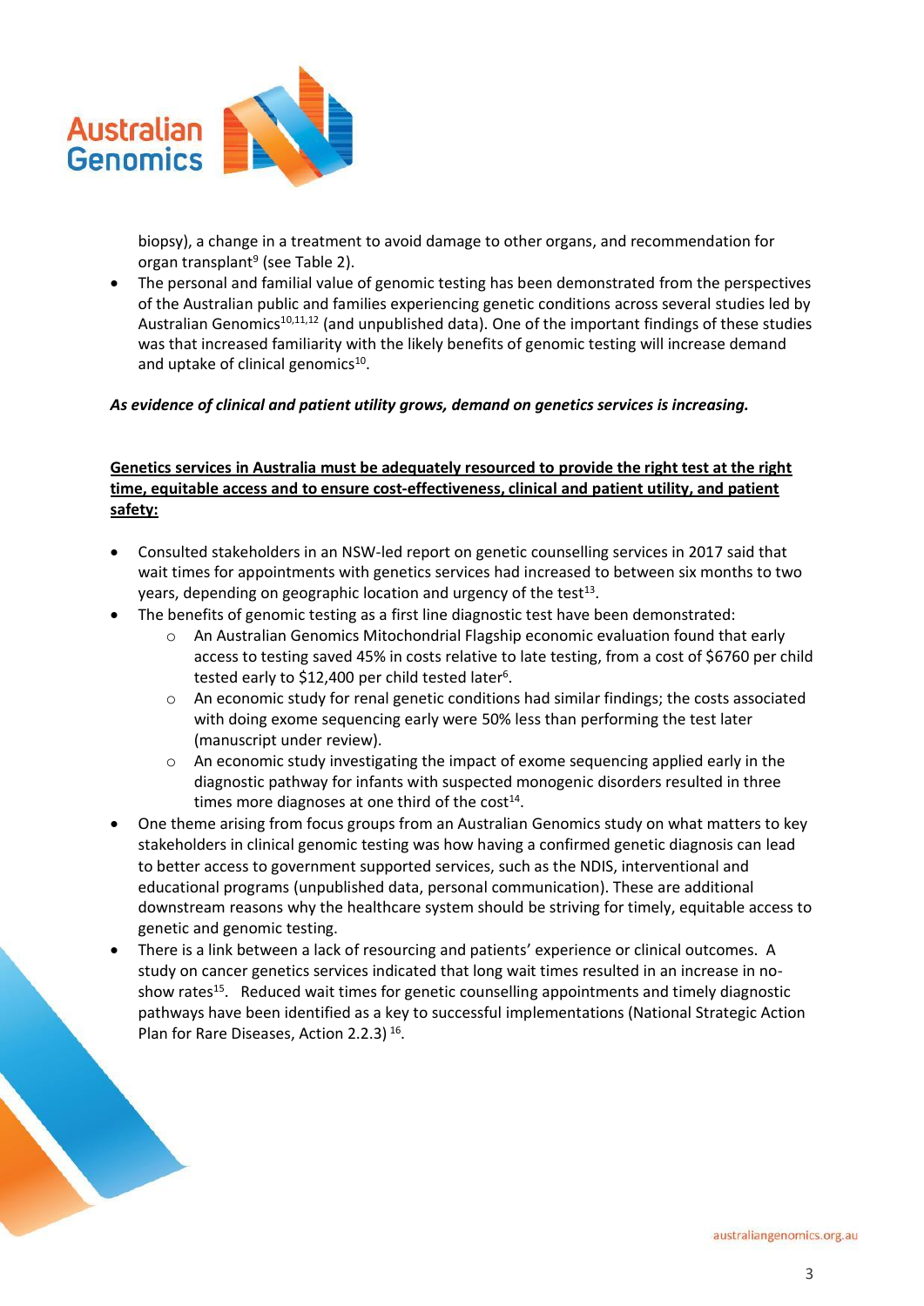biopsy), a change in a treatment to avoid damage to other organs, and recommendation for organ transplant[9] (see Table 2).

- The personal and familial value of genomic testing has been demonstrated from the perspectives of the Australian public and families experiencing genetic conditions across several studies led by Australian Genomics[10,11,12] (and unpublished data). One of the important findings of these studies was that increased familiarity with the likely benefits of genomic testing will increase demand and uptake of clinical genomics[10].

***As evidence of clinical and patient utility grows, demand on genetics services is increasing.***

**<u>Genetics services in Australia must be adequately resourced to provide the right test at the right time, equitable access and to ensure cost-effectiveness, clinical and patient utility, and patient safety:</u>**

- Consulted stakeholders in an NSW-led report on genetic counselling services in 2017 said that wait times for appointments with genetics services had increased to between six months to two years, depending on geographic location and urgency of the test[13].
- The benefits of genomic testing as a first line diagnostic test have been demonstrated:
  - An Australian Genomics Mitochondrial Flagship economic evaluation found that early access to testing saved 45% in costs relative to late testing, from a cost of $6760 per child tested early to $12,400 per child tested later[6].
  - An economic study for renal genetic conditions had similar findings; the costs associated with doing exome sequencing early were 50% less than performing the test later (manuscript under review).
  - An economic study investigating the impact of exome sequencing applied early in the diagnostic pathway for infants with suspected monogenic disorders resulted in three times more diagnoses at one third of the cost[14].
- One theme arising from focus groups from an Australian Genomics study on what matters to key stakeholders in clinical genomic testing was how having a confirmed genetic diagnosis can lead to better access to government supported services, such as the NDIS, interventional and educational programs (unpublished data, personal communication). These are additional downstream reasons why the healthcare system should be striving for timely, equitable access to genetic and genomic testing.
- There is a link between a lack of resourcing and patients' experience or clinical outcomes. A study on cancer genetics services indicated that long wait times resulted in an increase in no-show rates[15]. Reduced wait times for genetic counselling appointments and timely diagnostic pathways have been identified as a key to successful implementations (National Strategic Action Plan for Rare Diseases, Action 2.2.3)[16].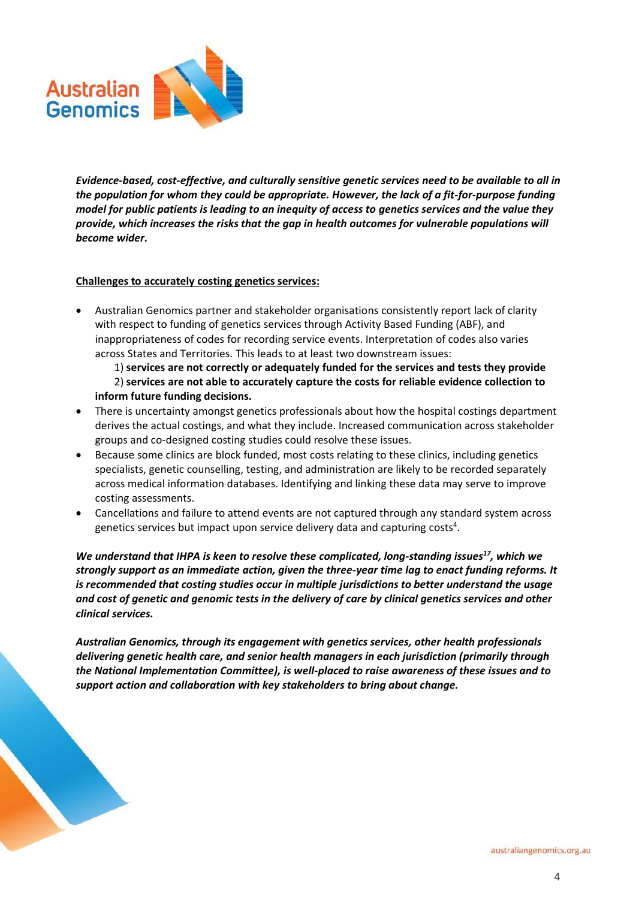***Evidence-based, cost-effective, and culturally sensitive genetic services need to be available to all in the population for whom they could be appropriate. However, the lack of a fit-for-purpose funding model for public patients is leading to an inequity of access to genetics services and the value they provide, which increases the risks that the gap in health outcomes for vulnerable populations will become wider.***

**<u>Challenges to accurately costing genetics services:</u>**

- Australian Genomics partner and stakeholder organisations consistently report lack of clarity with respect to funding of genetics services through Activity Based Funding (ABF), and inappropriateness of codes for recording service events. Interpretation of codes also varies across States and Territories. This leads to at least two downstream issues:
  1) **services are not correctly or adequately funded for the services and tests they provide**
  2) **services are not able to accurately capture the costs for reliable evidence collection to inform future funding decisions.**
- There is uncertainty amongst genetics professionals about how the hospital costings department derives the actual costings, and what they include. Increased communication across stakeholder groups and co-designed costing studies could resolve these issues.
- Because some clinics are block funded, most costs relating to these clinics, including genetics specialists, genetic counselling, testing, and administration are likely to be recorded separately across medical information databases. Identifying and linking these data may serve to improve costing assessments.
- Cancellations and failure to attend events are not captured through any standard system across genetics services but impact upon service delivery data and capturing costs[4].

***We understand that IHPA is keen to resolve these complicated, long-standing issues[17], which we strongly support as an immediate action, given the three-year time lag to enact funding reforms. It is recommended that costing studies occur in multiple jurisdictions to better understand the usage and cost of genetic and genomic tests in the delivery of care by clinical genetics services and other clinical services.***

***Australian Genomics, through its engagement with genetics services, other health professionals delivering genetic health care, and senior health managers in each jurisdiction (primarily through the National Implementation Committee), is well-placed to raise awareness of these issues and to support action and collaboration with key stakeholders to bring about change.***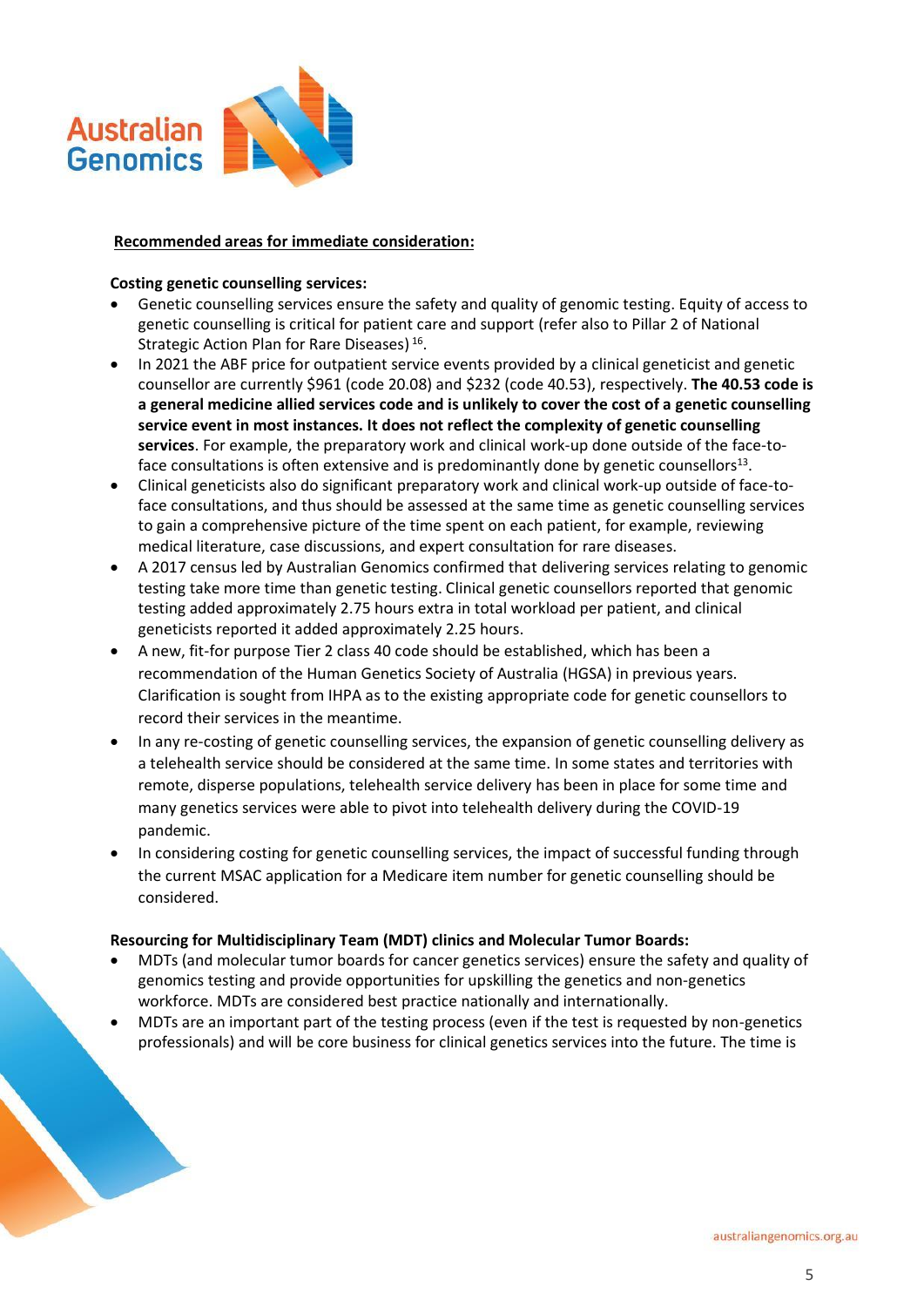**Recommended areas for immediate consideration:**

**Costing genetic counselling services:**

- Genetic counselling services ensure the safety and quality of genomic testing. Equity of access to genetic counselling is critical for patient care and support (refer also to Pillar 2 of National Strategic Action Plan for Rare Diseases) [16].
- In 2021 the ABF price for outpatient service events provided by a clinical geneticist and genetic counsellor are currently $961 (code 20.08) and $232 (code 40.53), respectively. **The 40.53 code is a general medicine allied services code and is unlikely to cover the cost of a genetic counselling service event in most instances. It does not reflect the complexity of genetic counselling services**. For example, the preparatory work and clinical work-up done outside of the face-to-face consultations is often extensive and is predominantly done by genetic counsellors[13].
- Clinical geneticists also do significant preparatory work and clinical work-up outside of face-to-face consultations, and thus should be assessed at the same time as genetic counselling services to gain a comprehensive picture of the time spent on each patient, for example, reviewing medical literature, case discussions, and expert consultation for rare diseases.
- A 2017 census led by Australian Genomics confirmed that delivering services relating to genomic testing take more time than genetic testing. Clinical genetic counsellors reported that genomic testing added approximately 2.75 hours extra in total workload per patient, and clinical geneticists reported it added approximately 2.25 hours.
- A new, fit-for purpose Tier 2 class 40 code should be established, which has been a recommendation of the Human Genetics Society of Australia (HGSA) in previous years. Clarification is sought from IHPA as to the existing appropriate code for genetic counsellors to record their services in the meantime.
- In any re-costing of genetic counselling services, the expansion of genetic counselling delivery as a telehealth service should be considered at the same time. In some states and territories with remote, disperse populations, telehealth service delivery has been in place for some time and many genetics services were able to pivot into telehealth delivery during the COVID-19 pandemic.
- In considering costing for genetic counselling services, the impact of successful funding through the current MSAC application for a Medicare item number for genetic counselling should be considered.

**Resourcing for Multidisciplinary Team (MDT) clinics and Molecular Tumor Boards:**

- MDTs (and molecular tumor boards for cancer genetics services) ensure the safety and quality of genomics testing and provide opportunities for upskilling the genetics and non-genetics workforce. MDTs are considered best practice nationally and internationally.
- MDTs are an important part of the testing process (even if the test is requested by non-genetics professionals) and will be core business for clinical genetics services into the future. The time is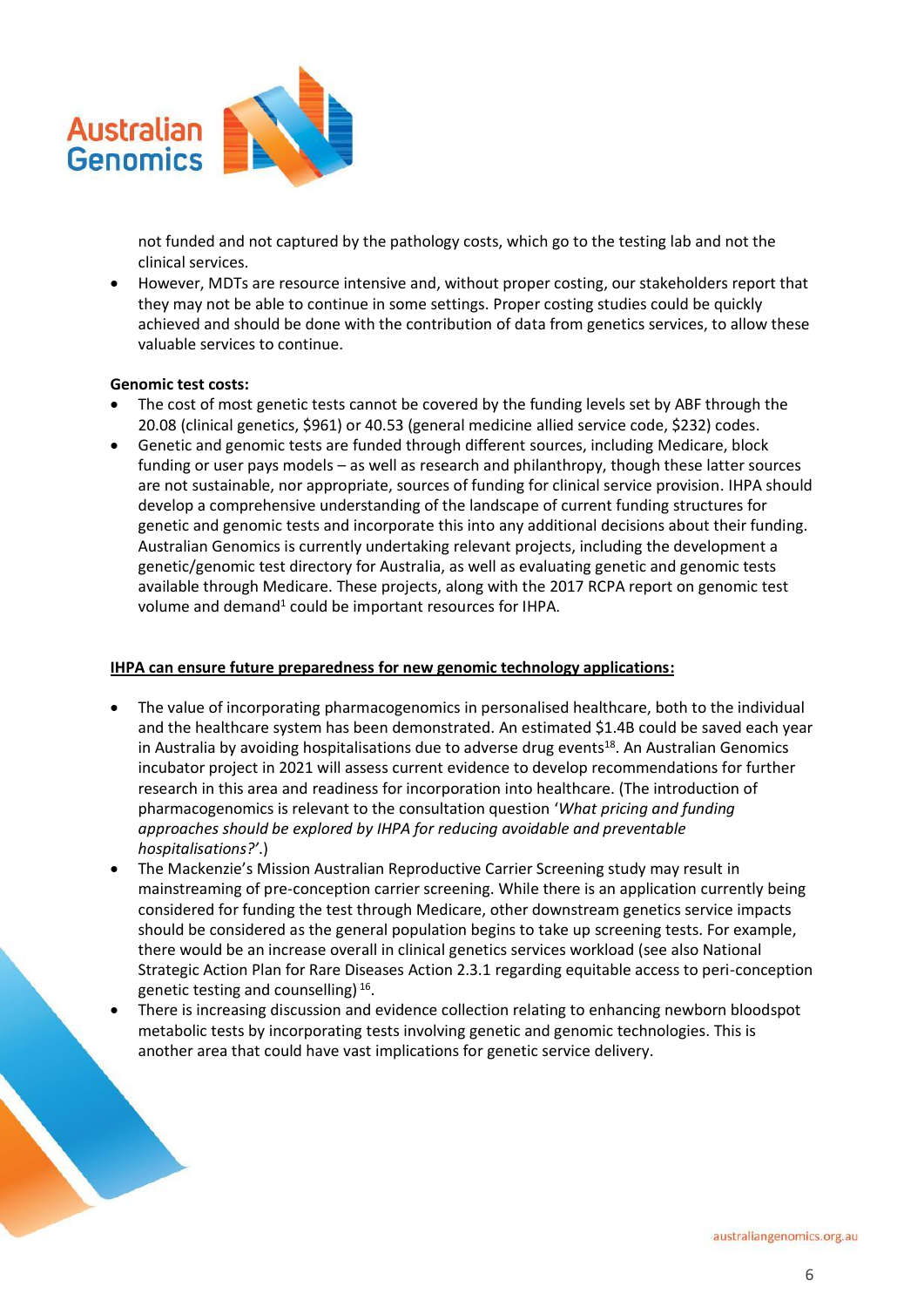not funded and not captured by the pathology costs, which go to the testing lab and not the clinical services.

- However, MDTs are resource intensive and, without proper costing, our stakeholders report that they may not be able to continue in some settings. Proper costing studies could be quickly achieved and should be done with the contribution of data from genetics services, to allow these valuable services to continue.

**Genomic test costs:**

- The cost of most genetic tests cannot be covered by the funding levels set by ABF through the 20.08 (clinical genetics, $961) or 40.53 (general medicine allied service code, $232) codes.
- Genetic and genomic tests are funded through different sources, including Medicare, block funding or user pays models – as well as research and philanthropy, though these latter sources are not sustainable, nor appropriate, sources of funding for clinical service provision. IHPA should develop a comprehensive understanding of the landscape of current funding structures for genetic and genomic tests and incorporate this into any additional decisions about their funding. Australian Genomics is currently undertaking relevant projects, including the development a genetic/genomic test directory for Australia, as well as evaluating genetic and genomic tests available through Medicare. These projects, along with the 2017 RCPA report on genomic test volume and demand[1] could be important resources for IHPA.

**<u>IHPA can ensure future preparedness for new genomic technology applications:</u>**

- The value of incorporating pharmacogenomics in personalised healthcare, both to the individual and the healthcare system has been demonstrated. An estimated $1.4B could be saved each year in Australia by avoiding hospitalisations due to adverse drug events[18]. An Australian Genomics incubator project in 2021 will assess current evidence to develop recommendations for further research in this area and readiness for incorporation into healthcare. (The introduction of pharmacogenomics is relevant to the consultation question '*What pricing and funding approaches should be explored by IHPA for reducing avoidable and preventable hospitalisations?'*.)
- The Mackenzie's Mission Australian Reproductive Carrier Screening study may result in mainstreaming of pre-conception carrier screening. While there is an application currently being considered for funding the test through Medicare, other downstream genetics service impacts should be considered as the general population begins to take up screening tests. For example, there would be an increase overall in clinical genetics services workload (see also National Strategic Action Plan for Rare Diseases Action 2.3.1 regarding equitable access to peri-conception genetic testing and counselling) [16].
- There is increasing discussion and evidence collection relating to enhancing newborn bloodspot metabolic tests by incorporating tests involving genetic and genomic technologies. This is another area that could have vast implications for genetic service delivery.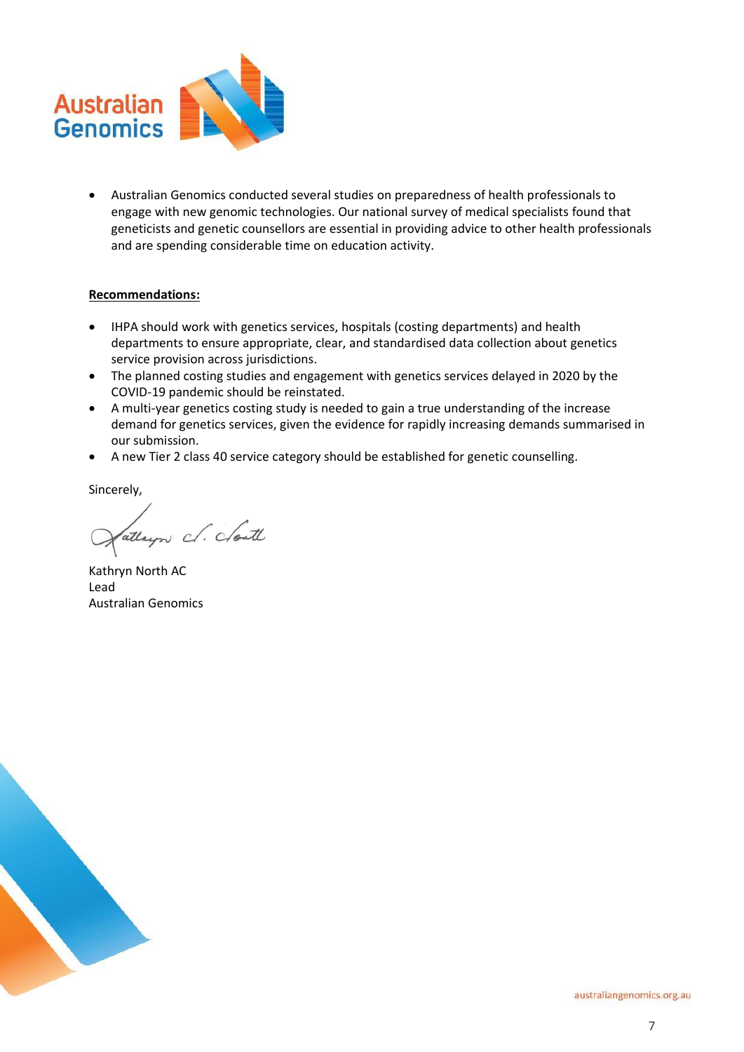- Australian Genomics conducted several studies on preparedness of health professionals to engage with new genomic technologies. Our national survey of medical specialists found that geneticists and genetic counsellors are essential in providing advice to other health professionals and are spending considerable time on education activity.

**Recommendations:**

- IHPA should work with genetics services, hospitals (costing departments) and health departments to ensure appropriate, clear, and standardised data collection about genetics service provision across jurisdictions.
- The planned costing studies and engagement with genetics services delayed in 2020 by the COVID-19 pandemic should be reinstated.
- A multi-year genetics costing study is needed to gain a true understanding of the increase demand for genetics services, given the evidence for rapidly increasing demands summarised in our submission.
- A new Tier 2 class 40 service category should be established for genetic counselling.

Sincerely,

Kathryn North AC
Lead
Australian Genomics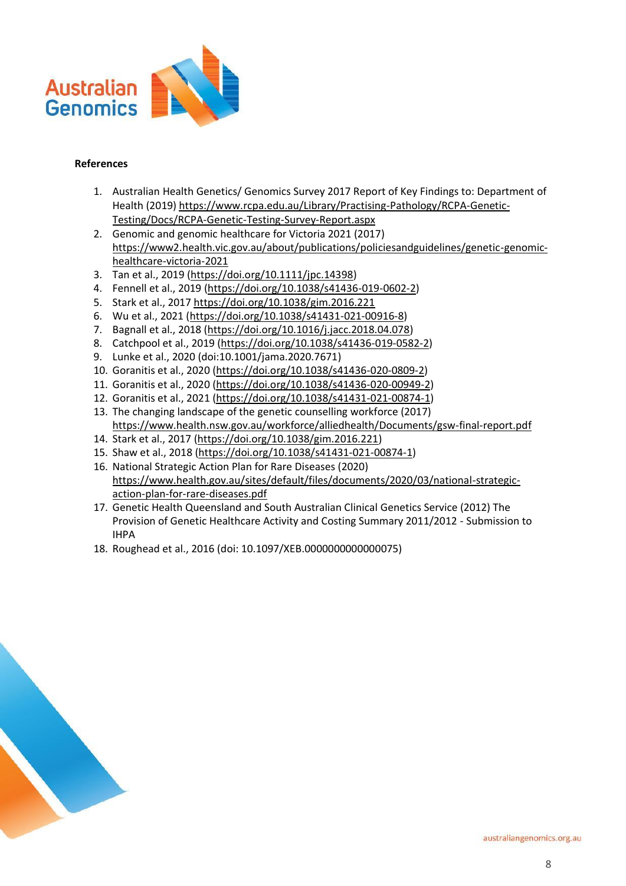**References**

1. Australian Health Genetics/ Genomics Survey 2017 Report of Key Findings to: Department of Health (2019) https://www.rcpa.edu.au/Library/Practising-Pathology/RCPA-Genetic-Testing/Docs/RCPA-Genetic-Testing-Survey-Report.aspx
2. Genomic and genomic healthcare for Victoria 2021 (2017) https://www2.health.vic.gov.au/about/publications/policiesandguidelines/genetic-genomic-healthcare-victoria-2021
3. Tan et al., 2019 (https://doi.org/10.1111/jpc.14398)
4. Fennell et al., 2019 (https://doi.org/10.1038/s41436-019-0602-2)
5. Stark et al., 2017 https://doi.org/10.1038/gim.2016.221
6. Wu et al., 2021 (https://doi.org/10.1038/s41431-021-00916-8)
7. Bagnall et al., 2018 (https://doi.org/10.1016/j.jacc.2018.04.078)
8. Catchpool et al., 2019 (https://doi.org/10.1038/s41436-019-0582-2)
9. Lunke et al., 2020 (doi:10.1001/jama.2020.7671)
10. Goranitis et al., 2020 (https://doi.org/10.1038/s41436-020-0809-2)
11. Goranitis et al., 2020 (https://doi.org/10.1038/s41436-020-00949-2)
12. Goranitis et al., 2021 (https://doi.org/10.1038/s41431-021-00874-1)
13. The changing landscape of the genetic counselling workforce (2017) https://www.health.nsw.gov.au/workforce/alliedhealth/Documents/gsw-final-report.pdf
14. Stark et al., 2017 (https://doi.org/10.1038/gim.2016.221)
15. Shaw et al., 2018 (https://doi.org/10.1038/s41431-021-00874-1)
16. National Strategic Action Plan for Rare Diseases (2020) https://www.health.gov.au/sites/default/files/documents/2020/03/national-strategic-action-plan-for-rare-diseases.pdf
17. Genetic Health Queensland and South Australian Clinical Genetics Service (2012) The Provision of Genetic Healthcare Activity and Costing Summary 2011/2012 - Submission to IHPA
18. Roughead et al., 2016 (doi: 10.1097/XEB.0000000000000075)